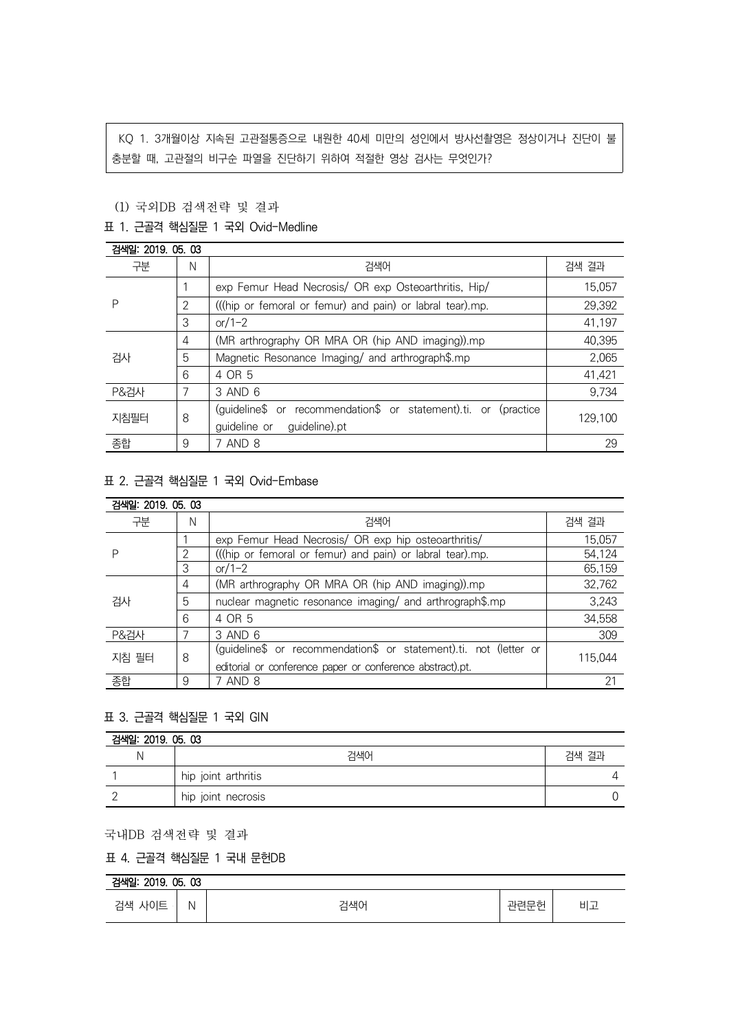KQ 1. 3개월이상 지속된 고관절통증으로 내원한 40세 미만의 성인에서 방사선촬영은 정상이거나 진단이 불충분할 때, 고관절의 비구순 파열을 진단하기 위하여 적절한 영상 검사는 무엇인가?

(1) 국외DB 검색전략 및 결과

표 1. 근골격 핵심질문 1 국외 Ovid-Medline

검색일: 2019. 05. 03

| 구분 | N | 검색어 | 검색 결과 |
|---|---|---|---|
| P | 1 | exp Femur Head Necrosis/ OR exp Osteoarthritis, Hip/ | 15,057 |
| | 2 | (((hip or femoral or femur) and pain) or labral tear).mp. | 29,392 |
| | 3 | or/1-2 | 41,197 |
| 검사 | 4 | (MR arthrography OR MRA OR (hip AND imaging)).mp | 40,395 |
| | 5 | Magnetic Resonance Imaging/ and arthrograph$.mp | 2,065 |
| | 6 | 4 OR 5 | 41,421 |
| P&검사 | 7 | 3 AND 6 | 9,734 |
| 지침필터 | 8 | (guideline$ or recommendation$ or statement).ti. or (practice guideline or guideline).pt | 129,100 |
| 종합 | 9 | 7 AND 8 | 29 |

표 2. 근골격 핵심질문 1 국외 Ovid-Embase

검색일: 2019. 05. 03

| 구분 | N | 검색어 | 검색 결과 |
|---|---|---|---|
| P | 1 | exp Femur Head Necrosis/ OR exp hip osteoarthritis/ | 15,057 |
| | 2 | (((hip or femoral or femur) and pain) or labral tear).mp. | 54,124 |
| | 3 | or/1-2 | 65,159 |
| 검사 | 4 | (MR arthrography OR MRA OR (hip AND imaging)).mp | 32,762 |
| | 5 | nuclear magnetic resonance imaging/ and arthrograph$.mp | 3,243 |
| | 6 | 4 OR 5 | 34,558 |
| P&검사 | 7 | 3 AND 6 | 309 |
| 지침 필터 | 8 | (guideline$ or recommendation$ or statement).ti. not (letter or editorial or conference paper or conference abstract).pt. | 115,044 |
| 종합 | 9 | 7 AND 8 | 21 |

표 3. 근골격 핵심질문 1 국외 GIN

검색일: 2019. 05. 03

| N | 검색어 | 검색 결과 |
|---|---|---|
| 1 | hip joint arthritis | 4 |
| 2 | hip joint necrosis | 0 |

국내DB 검색전략 및 결과

표 4. 근골격 핵심질문 1 국내 문헌DB

검색일: 2019. 05. 03

| 검색 사이트 | N | 검색어 | 관련문헌 | 비고 |
|---|---|---|---|---|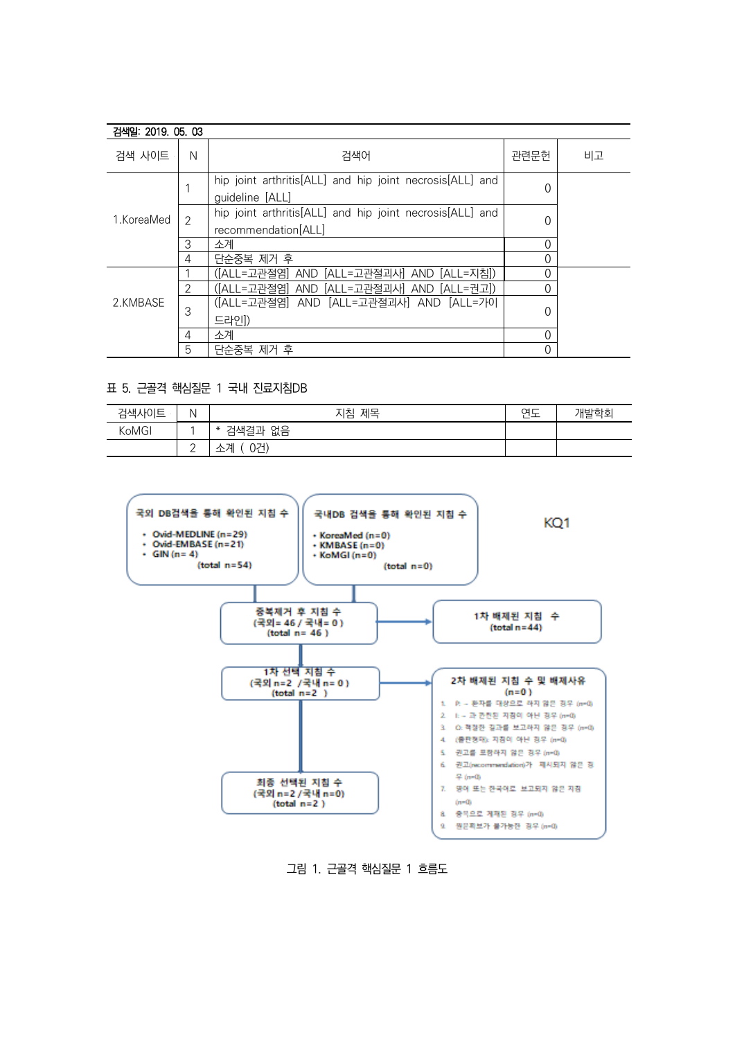검색일: 2019. 05. 03

| 검색 사이트 | N | 검색어 | 관련문헌 | 비고 |
|---|---|---|---|---|
| 1.KoreaMed | 1 | hip joint arthritis[ALL] and hip joint necrosis[ALL] and guideline [ALL] | 0 | |
| | 2 | hip joint arthritis[ALL] and hip joint necrosis[ALL] and recommendation[ALL] | 0 | |
| | 3 | 소계 | 0 | |
| | 4 | 단순중복 제거 후 | 0 | |
| 2.KMBASE | 1 | ([ALL=고관절염] AND [ALL=고관절괴사] AND [ALL=지침]) | 0 | |
| | 2 | ([ALL=고관절염] AND [ALL=고관절괴사] AND [ALL=권고]) | 0 | |
| | 3 | ([ALL=고관절염] AND [ALL=고관절괴사] AND [ALL=가이드라인]) | 0 | |
| | 4 | 소계 | 0 | |
| | 5 | 단순중복 제거 후 | 0 | |

표 5. 근골격 핵심질문 1 국내 진료지침DB

| 검색사이트 | N | 지침 제목 | 연도 | 개발학회 |
|---|---|---|---|---|
| KoMGI | 1 | * 검색결과 없음 | | |
| | 2 | 소계 ( 0건) | | |

KQ1

국외 DB검색을 통해 확인된 지침 수
- Ovid-MEDLINE (n=29)
- Ovid-EMBASE (n=21)
- GIN (n= 4)

(total n=54)

국내DB 검색을 통해 확인된 지침 수
- KoreaMed (n=0)
- KMBASE (n=0)
- KoMGI (n=0)

(total n=0)

중복제거 후 지침 수
(국외= 46 / 국내= 0 )
(total n= 46 )

1차 배제된 지침 수
(total n=44)

1차 선택 지침 수
(국외 n=2 /국내 n= 0 )
(total n=2 )

2차 배제된 지침 수 및 배제사유
(n=0 )
1. P: - 환자를 대상으로 하지 않은 경우 (n=0)
2. I: - 과 관련된 지침이 아닌 경우 (n=0)
3. O: 적절한 결과를 보고하지 않은 경우 (n=0)
4. (출판형태): 지침이 아닌 경우 (n=0)
5. 권고를 포함하지 않은 경우 (n=0)
6. 권고(recommendation)가 제시되지 않은 경우 (n=0)
7. 영어 또는 한국어로 보고되지 않은 지침 (n=0)
8. 중복으로 게재된 경우 (n=0)
9. 원문획보가 불가능한 경우 (n=0)

최종 선택된 지침 수
(국외 n=2 /국내 n=0)
(total n=2 )

그림 1. 근골격 핵심질문 1 흐름도